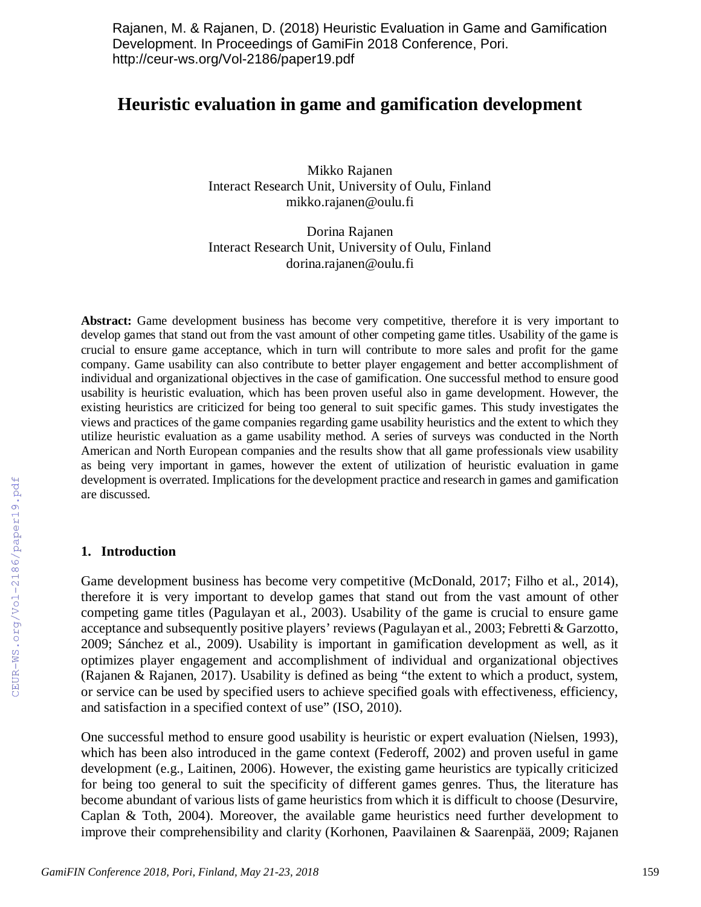Rajanen, M. & Rajanen, D. (2018) Heuristic Evaluation in Game and Gamification Development. In Proceedings of GamiFin 2018 Conference, Pori. http://ceur-ws.org/Vol-2186/paper19.pdf

# Heuristic evaluation in game and gamification development

Mikko Rajanen
Interact Research Unit, University of Oulu, Finland
mikko.rajanen@oulu.fi

Dorina Rajanen
Interact Research Unit, University of Oulu, Finland
dorina.rajanen@oulu.fi

**Abstract:** Game development business has become very competitive, therefore it is very important to develop games that stand out from the vast amount of other competing game titles. Usability of the game is crucial to ensure game acceptance, which in turn will contribute to more sales and profit for the game company. Game usability can also contribute to better player engagement and better accomplishment of individual and organizational objectives in the case of gamification. One successful method to ensure good usability is heuristic evaluation, which has been proven useful also in game development. However, the existing heuristics are criticized for being too general to suit specific games. This study investigates the views and practices of the game companies regarding game usability heuristics and the extent to which they utilize heuristic evaluation as a game usability method. A series of surveys was conducted in the North American and North European companies and the results show that all game professionals view usability as being very important in games, however the extent of utilization of heuristic evaluation in game development is overrated. Implications for the development practice and research in games and gamification are discussed.

## 1. Introduction

Game development business has become very competitive (McDonald, 2017; Filho et al., 2014), therefore it is very important to develop games that stand out from the vast amount of other competing game titles (Pagulayan et al., 2003). Usability of the game is crucial to ensure game acceptance and subsequently positive players' reviews (Pagulayan et al., 2003; Febretti & Garzotto, 2009; Sánchez et al., 2009). Usability is important in gamification development as well, as it optimizes player engagement and accomplishment of individual and organizational objectives (Rajanen & Rajanen, 2017). Usability is defined as being "the extent to which a product, system, or service can be used by specified users to achieve specified goals with effectiveness, efficiency, and satisfaction in a specified context of use" (ISO, 2010).

One successful method to ensure good usability is heuristic or expert evaluation (Nielsen, 1993), which has been also introduced in the game context (Federoff, 2002) and proven useful in game development (e.g., Laitinen, 2006). However, the existing game heuristics are typically criticized for being too general to suit the specificity of different games genres. Thus, the literature has become abundant of various lists of game heuristics from which it is difficult to choose (Desurvire, Caplan & Toth, 2004). Moreover, the available game heuristics need further development to improve their comprehensibility and clarity (Korhonen, Paavilainen & Saarenpää, 2009; Rajanen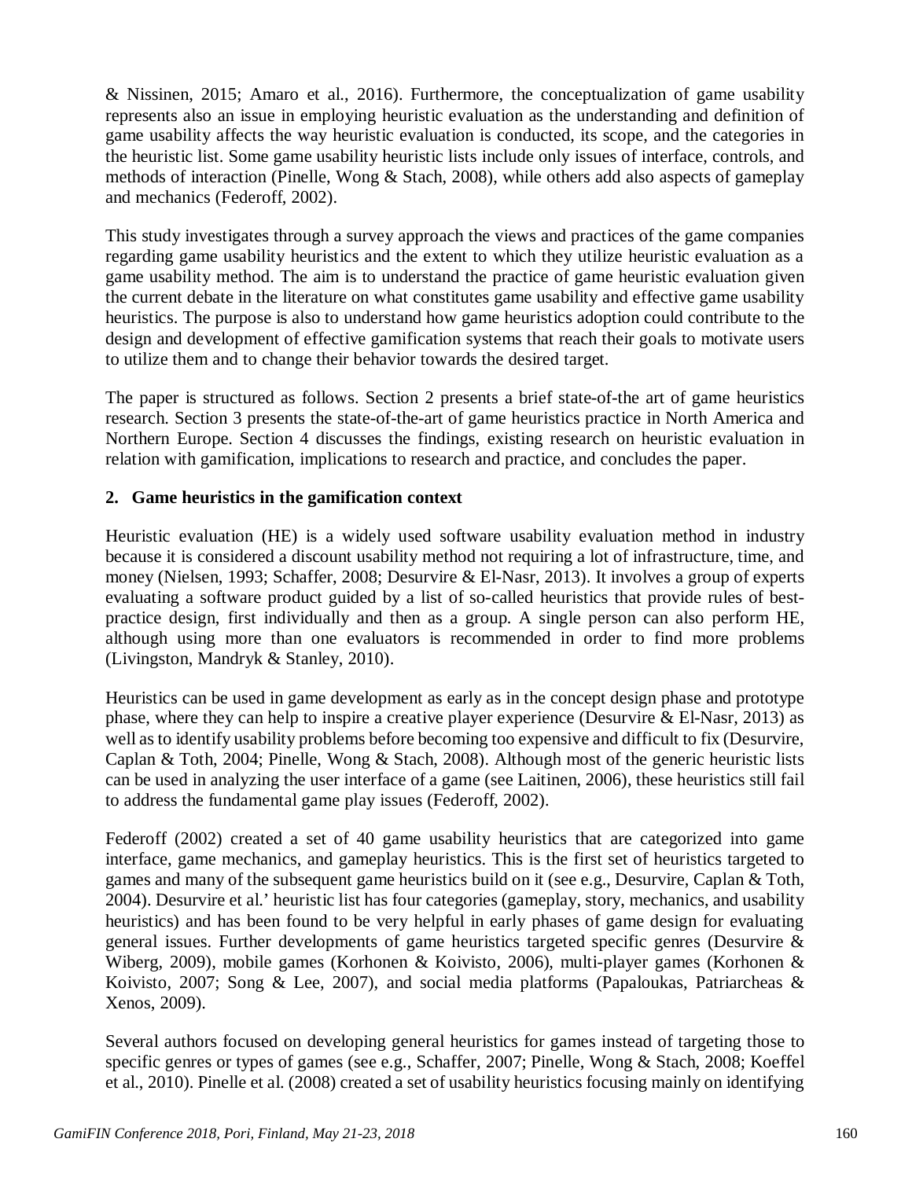& Nissinen, 2015; Amaro et al., 2016). Furthermore, the conceptualization of game usability represents also an issue in employing heuristic evaluation as the understanding and definition of game usability affects the way heuristic evaluation is conducted, its scope, and the categories in the heuristic list. Some game usability heuristic lists include only issues of interface, controls, and methods of interaction (Pinelle, Wong & Stach, 2008), while others add also aspects of gameplay and mechanics (Federoff, 2002).

This study investigates through a survey approach the views and practices of the game companies regarding game usability heuristics and the extent to which they utilize heuristic evaluation as a game usability method. The aim is to understand the practice of game heuristic evaluation given the current debate in the literature on what constitutes game usability and effective game usability heuristics. The purpose is also to understand how game heuristics adoption could contribute to the design and development of effective gamification systems that reach their goals to motivate users to utilize them and to change their behavior towards the desired target.

The paper is structured as follows. Section 2 presents a brief state-of-the art of game heuristics research. Section 3 presents the state-of-the-art of game heuristics practice in North America and Northern Europe. Section 4 discusses the findings, existing research on heuristic evaluation in relation with gamification, implications to research and practice, and concludes the paper.

## 2. Game heuristics in the gamification context

Heuristic evaluation (HE) is a widely used software usability evaluation method in industry because it is considered a discount usability method not requiring a lot of infrastructure, time, and money (Nielsen, 1993; Schaffer, 2008; Desurvire & El-Nasr, 2013). It involves a group of experts evaluating a software product guided by a list of so-called heuristics that provide rules of best-practice design, first individually and then as a group. A single person can also perform HE, although using more than one evaluators is recommended in order to find more problems (Livingston, Mandryk & Stanley, 2010).

Heuristics can be used in game development as early as in the concept design phase and prototype phase, where they can help to inspire a creative player experience (Desurvire & El-Nasr, 2013) as well as to identify usability problems before becoming too expensive and difficult to fix (Desurvire, Caplan & Toth, 2004; Pinelle, Wong & Stach, 2008). Although most of the generic heuristic lists can be used in analyzing the user interface of a game (see Laitinen, 2006), these heuristics still fail to address the fundamental game play issues (Federoff, 2002).

Federoff (2002) created a set of 40 game usability heuristics that are categorized into game interface, game mechanics, and gameplay heuristics. This is the first set of heuristics targeted to games and many of the subsequent game heuristics build on it (see e.g., Desurvire, Caplan & Toth, 2004). Desurvire et al.' heuristic list has four categories (gameplay, story, mechanics, and usability heuristics) and has been found to be very helpful in early phases of game design for evaluating general issues. Further developments of game heuristics targeted specific genres (Desurvire & Wiberg, 2009), mobile games (Korhonen & Koivisto, 2006), multi-player games (Korhonen & Koivisto, 2007; Song & Lee, 2007), and social media platforms (Papaloukas, Patriarcheas & Xenos, 2009).

Several authors focused on developing general heuristics for games instead of targeting those to specific genres or types of games (see e.g., Schaffer, 2007; Pinelle, Wong & Stach, 2008; Koeffel et al., 2010). Pinelle et al. (2008) created a set of usability heuristics focusing mainly on identifying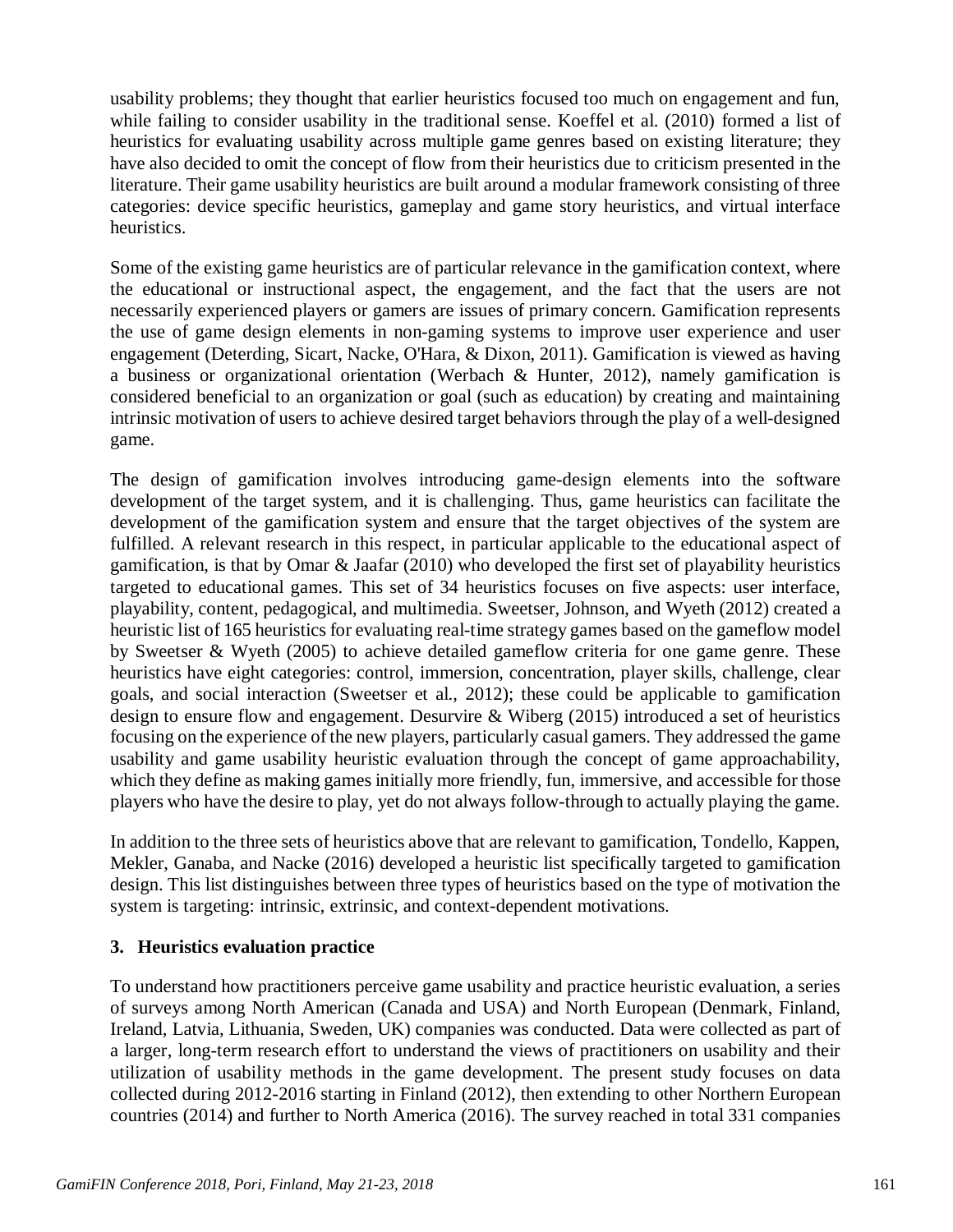usability problems; they thought that earlier heuristics focused too much on engagement and fun, while failing to consider usability in the traditional sense. Koeffel et al. (2010) formed a list of heuristics for evaluating usability across multiple game genres based on existing literature; they have also decided to omit the concept of flow from their heuristics due to criticism presented in the literature. Their game usability heuristics are built around a modular framework consisting of three categories: device specific heuristics, gameplay and game story heuristics, and virtual interface heuristics.

Some of the existing game heuristics are of particular relevance in the gamification context, where the educational or instructional aspect, the engagement, and the fact that the users are not necessarily experienced players or gamers are issues of primary concern. Gamification represents the use of game design elements in non-gaming systems to improve user experience and user engagement (Deterding, Sicart, Nacke, O'Hara, & Dixon, 2011). Gamification is viewed as having a business or organizational orientation (Werbach & Hunter, 2012), namely gamification is considered beneficial to an organization or goal (such as education) by creating and maintaining intrinsic motivation of users to achieve desired target behaviors through the play of a well-designed game.

The design of gamification involves introducing game-design elements into the software development of the target system, and it is challenging. Thus, game heuristics can facilitate the development of the gamification system and ensure that the target objectives of the system are fulfilled. A relevant research in this respect, in particular applicable to the educational aspect of gamification, is that by Omar & Jaafar (2010) who developed the first set of playability heuristics targeted to educational games. This set of 34 heuristics focuses on five aspects: user interface, playability, content, pedagogical, and multimedia. Sweetser, Johnson, and Wyeth (2012) created a heuristic list of 165 heuristics for evaluating real-time strategy games based on the gameflow model by Sweetser & Wyeth (2005) to achieve detailed gameflow criteria for one game genre. These heuristics have eight categories: control, immersion, concentration, player skills, challenge, clear goals, and social interaction (Sweetser et al., 2012); these could be applicable to gamification design to ensure flow and engagement. Desurvire & Wiberg (2015) introduced a set of heuristics focusing on the experience of the new players, particularly casual gamers. They addressed the game usability and game usability heuristic evaluation through the concept of game approachability, which they define as making games initially more friendly, fun, immersive, and accessible for those players who have the desire to play, yet do not always follow-through to actually playing the game.

In addition to the three sets of heuristics above that are relevant to gamification, Tondello, Kappen, Mekler, Ganaba, and Nacke (2016) developed a heuristic list specifically targeted to gamification design. This list distinguishes between three types of heuristics based on the type of motivation the system is targeting: intrinsic, extrinsic, and context-dependent motivations.

## 3. Heuristics evaluation practice

To understand how practitioners perceive game usability and practice heuristic evaluation, a series of surveys among North American (Canada and USA) and North European (Denmark, Finland, Ireland, Latvia, Lithuania, Sweden, UK) companies was conducted. Data were collected as part of a larger, long-term research effort to understand the views of practitioners on usability and their utilization of usability methods in the game development. The present study focuses on data collected during 2012-2016 starting in Finland (2012), then extending to other Northern European countries (2014) and further to North America (2016). The survey reached in total 331 companies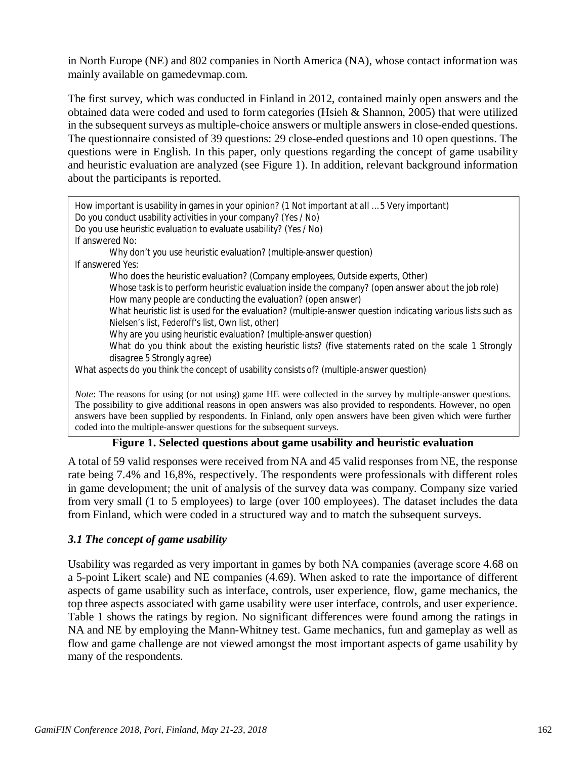in North Europe (NE) and 802 companies in North America (NA), whose contact information was mainly available on gamedevmap.com.

The first survey, which was conducted in Finland in 2012, contained mainly open answers and the obtained data were coded and used to form categories (Hsieh & Shannon, 2005) that were utilized in the subsequent surveys as multiple-choice answers or multiple answers in close-ended questions. The questionnaire consisted of 39 questions: 29 close-ended questions and 10 open questions. The questions were in English. In this paper, only questions regarding the concept of game usability and heuristic evaluation are analyzed (see Figure 1). In addition, relevant background information about the participants is reported.

How important is usability in games in your opinion? (*1 Not important at all … 5 Very important*)
Do you conduct usability activities in your company? (*Yes / No*)
Do you use heuristic evaluation to evaluate usability? (*Yes / No*)
If answered No:

- Why don't you use heuristic evaluation? (*multiple-answer question*)

If answered Yes:

- Who does the heuristic evaluation? (*Company employees, Outside experts, Other*)
- Whose task is to perform heuristic evaluation inside the company? (*open answer about the job role*)
- How many people are conducting the evaluation? (*open answer*)
- What heuristic list is used for the evaluation? (*multiple-answer question indicating various lists such as Nielsen's list, Federoff's list, Own list, other*)
- Why are you using heuristic evaluation? (*multiple-answer question*)
- What do you think about the existing heuristic lists? (*five statements rated on the scale 1 Strongly disagree 5 Strongly agree*)

What aspects do you think the concept of usability consists of? (*multiple-answer question*)

*Note*: The reasons for using (or not using) game HE were collected in the survey by multiple-answer questions. The possibility to give additional reasons in open answers was also provided to respondents. However, no open answers have been supplied by respondents. In Finland, only open answers have been given which were further coded into the multiple-answer questions for the subsequent surveys.

**Figure 1. Selected questions about game usability and heuristic evaluation**

A total of 59 valid responses were received from NA and 45 valid responses from NE, the response rate being 7.4% and 16,8%, respectively. The respondents were professionals with different roles in game development; the unit of analysis of the survey data was company. Company size varied from very small (1 to 5 employees) to large (over 100 employees). The dataset includes the data from Finland, which were coded in a structured way and to match the subsequent surveys.

### *3.1 The concept of game usability*

Usability was regarded as very important in games by both NA companies (average score 4.68 on a 5-point Likert scale) and NE companies (4.69). When asked to rate the importance of different aspects of game usability such as interface, controls, user experience, flow, game mechanics, the top three aspects associated with game usability were user interface, controls, and user experience. Table 1 shows the ratings by region. No significant differences were found among the ratings in NA and NE by employing the Mann-Whitney test. Game mechanics, fun and gameplay as well as flow and game challenge are not viewed amongst the most important aspects of game usability by many of the respondents.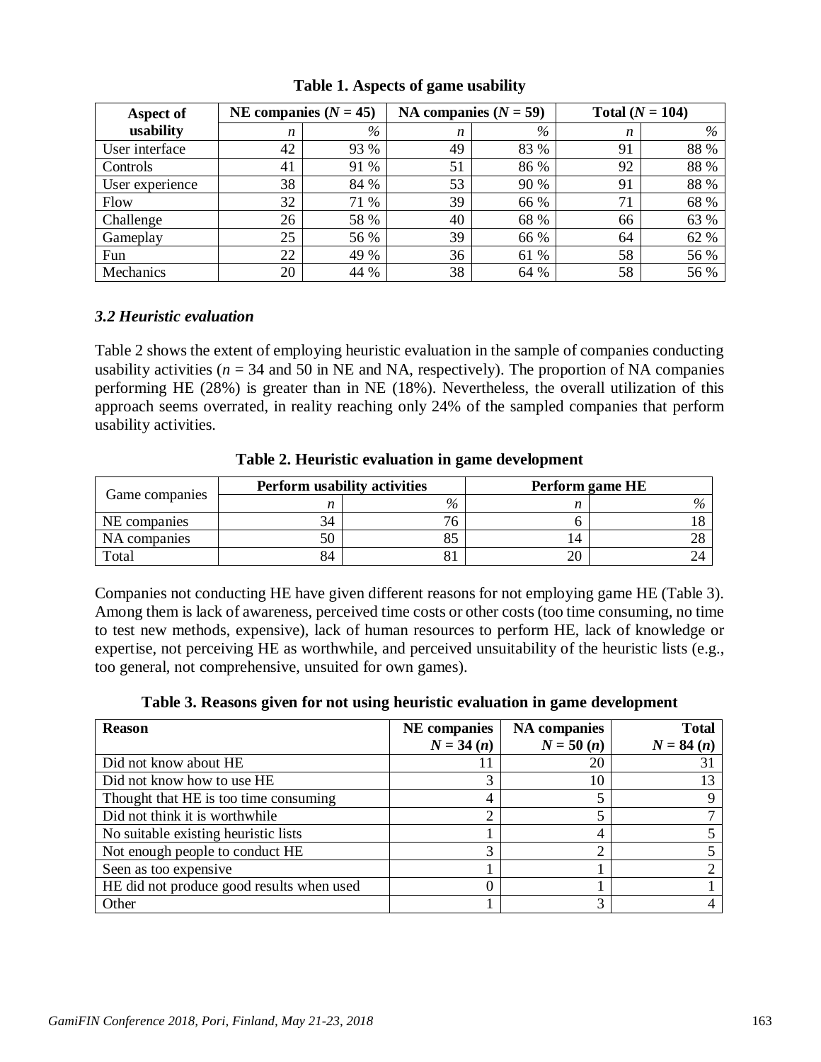**Table 1. Aspects of game usability**

| Aspect of usability | NE companies ($N$ = 45) | | NA companies ($N$ = 59) | | Total ($N$ = 104) | |
|---|---|---|---|---|---|---|
| | $n$ | % | $n$ | % | $n$ | % |
| User interface | 42 | 93 % | 49 | 83 % | 91 | 88 % |
| Controls | 41 | 91 % | 51 | 86 % | 92 | 88 % |
| User experience | 38 | 84 % | 53 | 90 % | 91 | 88 % |
| Flow | 32 | 71 % | 39 | 66 % | 71 | 68 % |
| Challenge | 26 | 58 % | 40 | 68 % | 66 | 63 % |
| Gameplay | 25 | 56 % | 39 | 66 % | 64 | 62 % |
| Fun | 22 | 49 % | 36 | 61 % | 58 | 56 % |
| Mechanics | 20 | 44 % | 38 | 64 % | 58 | 56 % |

### *3.2 Heuristic evaluation*

Table 2 shows the extent of employing heuristic evaluation in the sample of companies conducting usability activities ($n$ = 34 and 50 in NE and NA, respectively). The proportion of NA companies performing HE (28%) is greater than in NE (18%). Nevertheless, the overall utilization of this approach seems overrated, in reality reaching only 24% of the sampled companies that perform usability activities.

**Table 2. Heuristic evaluation in game development**

| Game companies | Perform usability activities | | Perform game HE | |
|---|---|---|---|---|
| | $n$ | % | $n$ | % |
| NE companies | 34 | 76 | 6 | 18 |
| NA companies | 50 | 85 | 14 | 28 |
| Total | 84 | 81 | 20 | 24 |

Companies not conducting HE have given different reasons for not employing game HE (Table 3). Among them is lack of awareness, perceived time costs or other costs (too time consuming, no time to test new methods, expensive), lack of human resources to perform HE, lack of knowledge or expertise, not perceiving HE as worthwhile, and perceived unsuitability of the heuristic lists (e.g., too general, not comprehensive, unsuited for own games).

**Table 3. Reasons given for not using heuristic evaluation in game development**

| Reason | NE companies $N$ = 34 ($n$) | NA companies $N$ = 50 ($n$) | Total $N$ = 84 ($n$) |
|---|---|---|---|
| Did not know about HE | 11 | 20 | 31 |
| Did not know how to use HE | 3 | 10 | 13 |
| Thought that HE is too time consuming | 4 | 5 | 9 |
| Did not think it is worthwhile | 2 | 5 | 7 |
| No suitable existing heuristic lists | 1 | 4 | 5 |
| Not enough people to conduct HE | 3 | 2 | 5 |
| Seen as too expensive | 1 | 1 | 2 |
| HE did not produce good results when used | 0 | 1 | 1 |
| Other | 1 | 3 | 4 |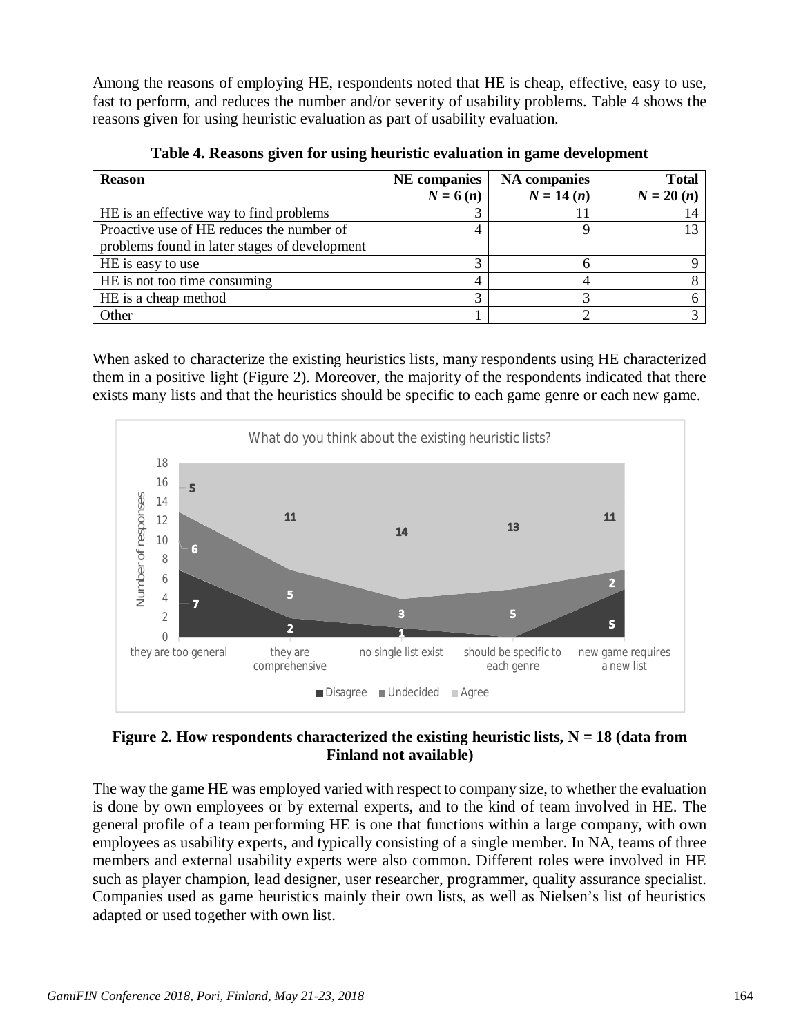Among the reasons of employing HE, respondents noted that HE is cheap, effective, easy to use, fast to perform, and reduces the number and/or severity of usability problems. Table 4 shows the reasons given for using heuristic evaluation as part of usability evaluation.

**Table 4. Reasons given for using heuristic evaluation in game development**

| Reason | NE companies *N* = 6 (*n*) | NA companies *N* = 14 (*n*) | Total *N* = 20 (*n*) |
|---|---|---|---|
| HE is an effective way to find problems | 3 | 11 | 14 |
| Proactive use of HE reduces the number of problems found in later stages of development | 4 | 9 | 13 |
| HE is easy to use | 3 | 6 | 9 |
| HE is not too time consuming | 4 | 4 | 8 |
| HE is a cheap method | 3 | 3 | 6 |
| Other | 1 | 2 | 3 |

When asked to characterize the existing heuristics lists, many respondents using HE characterized them in a positive light (Figure 2). Moreover, the majority of the respondents indicated that there exists many lists and that the heuristics should be specific to each game genre or each new game.

**Figure 2. How respondents characterized the existing heuristic lists, N = 18 (data from Finland not available)**

The way the game HE was employed varied with respect to company size, to whether the evaluation is done by own employees or by external experts, and to the kind of team involved in HE. The general profile of a team performing HE is one that functions within a large company, with own employees as usability experts, and typically consisting of a single member. In NA, teams of three members and external usability experts were also common. Different roles were involved in HE such as player champion, lead designer, user researcher, programmer, quality assurance specialist. Companies used as game heuristics mainly their own lists, as well as Nielsen's list of heuristics adapted or used together with own list.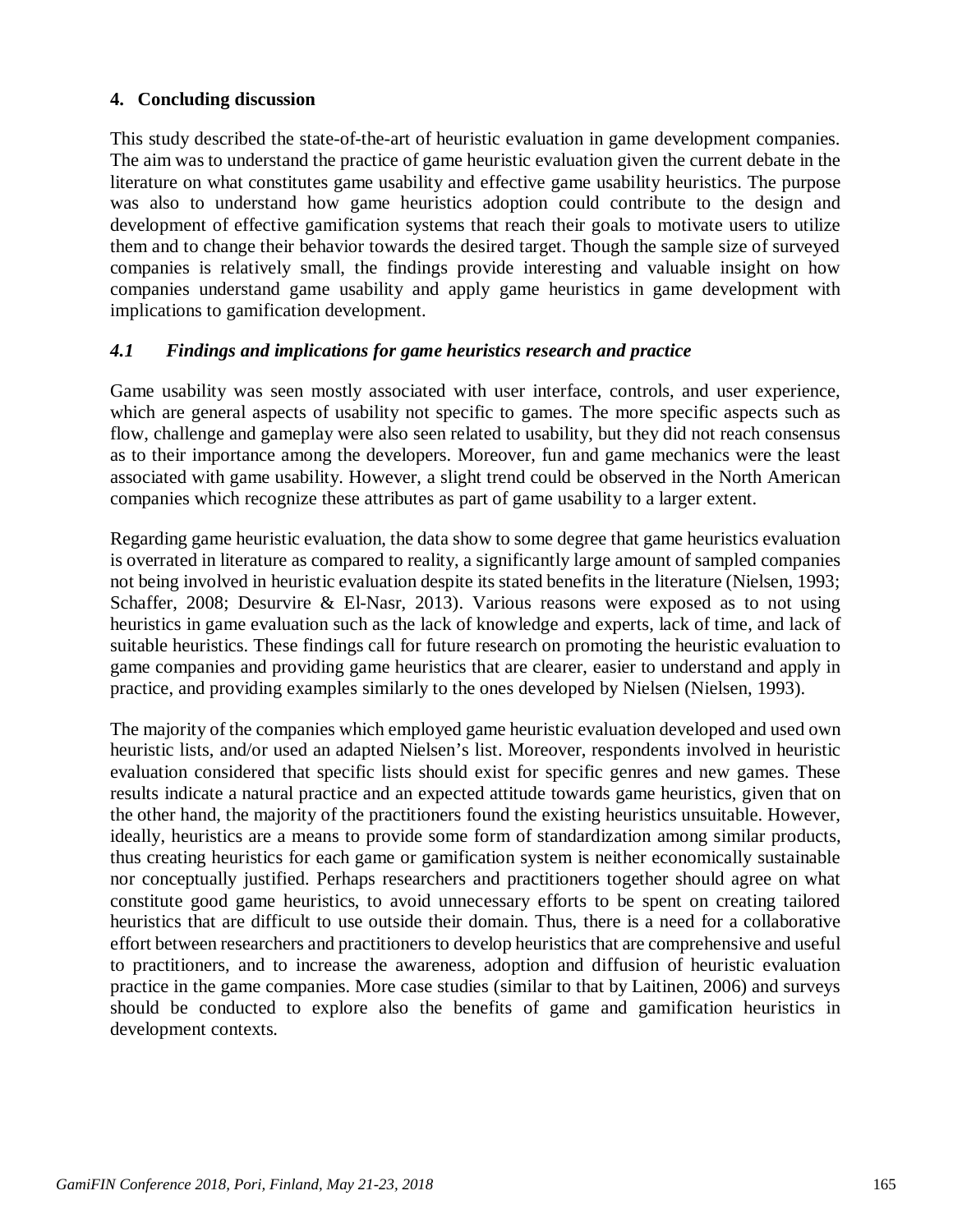## 4. Concluding discussion

This study described the state-of-the-art of heuristic evaluation in game development companies. The aim was to understand the practice of game heuristic evaluation given the current debate in the literature on what constitutes game usability and effective game usability heuristics. The purpose was also to understand how game heuristics adoption could contribute to the design and development of effective gamification systems that reach their goals to motivate users to utilize them and to change their behavior towards the desired target. Though the sample size of surveyed companies is relatively small, the findings provide interesting and valuable insight on how companies understand game usability and apply game heuristics in game development with implications to gamification development.

### *4.1 Findings and implications for game heuristics research and practice*

Game usability was seen mostly associated with user interface, controls, and user experience, which are general aspects of usability not specific to games. The more specific aspects such as flow, challenge and gameplay were also seen related to usability, but they did not reach consensus as to their importance among the developers. Moreover, fun and game mechanics were the least associated with game usability. However, a slight trend could be observed in the North American companies which recognize these attributes as part of game usability to a larger extent.

Regarding game heuristic evaluation, the data show to some degree that game heuristics evaluation is overrated in literature as compared to reality, a significantly large amount of sampled companies not being involved in heuristic evaluation despite its stated benefits in the literature (Nielsen, 1993; Schaffer, 2008; Desurvire & El-Nasr, 2013). Various reasons were exposed as to not using heuristics in game evaluation such as the lack of knowledge and experts, lack of time, and lack of suitable heuristics. These findings call for future research on promoting the heuristic evaluation to game companies and providing game heuristics that are clearer, easier to understand and apply in practice, and providing examples similarly to the ones developed by Nielsen (Nielsen, 1993).

The majority of the companies which employed game heuristic evaluation developed and used own heuristic lists, and/or used an adapted Nielsen's list. Moreover, respondents involved in heuristic evaluation considered that specific lists should exist for specific genres and new games. These results indicate a natural practice and an expected attitude towards game heuristics, given that on the other hand, the majority of the practitioners found the existing heuristics unsuitable. However, ideally, heuristics are a means to provide some form of standardization among similar products, thus creating heuristics for each game or gamification system is neither economically sustainable nor conceptually justified. Perhaps researchers and practitioners together should agree on what constitute good game heuristics, to avoid unnecessary efforts to be spent on creating tailored heuristics that are difficult to use outside their domain. Thus, there is a need for a collaborative effort between researchers and practitioners to develop heuristics that are comprehensive and useful to practitioners, and to increase the awareness, adoption and diffusion of heuristic evaluation practice in the game companies. More case studies (similar to that by Laitinen, 2006) and surveys should be conducted to explore also the benefits of game and gamification heuristics in development contexts.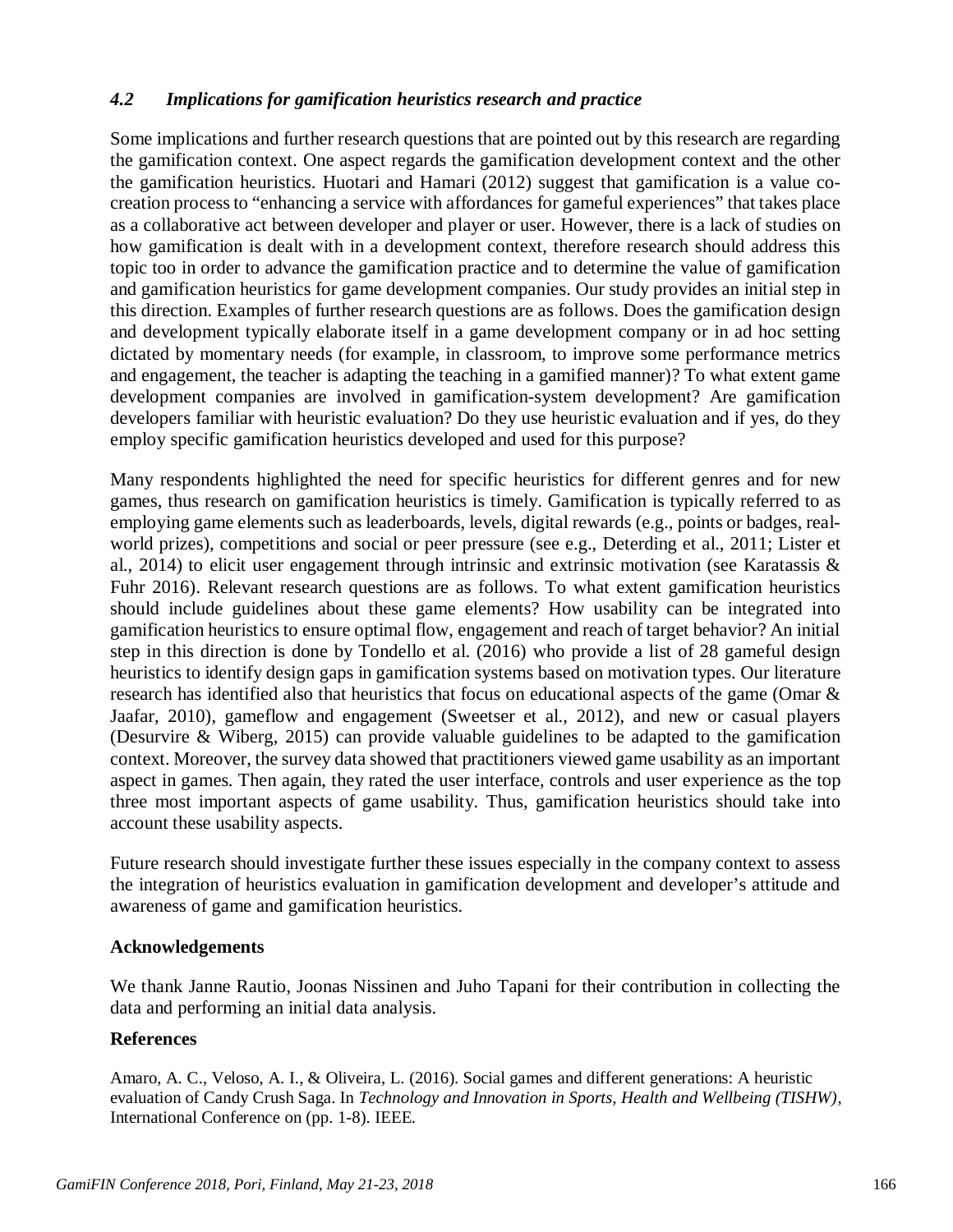### *4.2 Implications for gamification heuristics research and practice*

Some implications and further research questions that are pointed out by this research are regarding the gamification context. One aspect regards the gamification development context and the other the gamification heuristics. Huotari and Hamari (2012) suggest that gamification is a value co-creation process to "enhancing a service with affordances for gameful experiences" that takes place as a collaborative act between developer and player or user. However, there is a lack of studies on how gamification is dealt with in a development context, therefore research should address this topic too in order to advance the gamification practice and to determine the value of gamification and gamification heuristics for game development companies. Our study provides an initial step in this direction. Examples of further research questions are as follows. Does the gamification design and development typically elaborate itself in a game development company or in ad hoc setting dictated by momentary needs (for example, in classroom, to improve some performance metrics and engagement, the teacher is adapting the teaching in a gamified manner)? To what extent game development companies are involved in gamification-system development? Are gamification developers familiar with heuristic evaluation? Do they use heuristic evaluation and if yes, do they employ specific gamification heuristics developed and used for this purpose?

Many respondents highlighted the need for specific heuristics for different genres and for new games, thus research on gamification heuristics is timely. Gamification is typically referred to as employing game elements such as leaderboards, levels, digital rewards (e.g., points or badges, real-world prizes), competitions and social or peer pressure (see e.g., Deterding et al., 2011; Lister et al., 2014) to elicit user engagement through intrinsic and extrinsic motivation (see Karatassis & Fuhr 2016). Relevant research questions are as follows. To what extent gamification heuristics should include guidelines about these game elements? How usability can be integrated into gamification heuristics to ensure optimal flow, engagement and reach of target behavior? An initial step in this direction is done by Tondello et al. (2016) who provide a list of 28 gameful design heuristics to identify design gaps in gamification systems based on motivation types. Our literature research has identified also that heuristics that focus on educational aspects of the game (Omar & Jaafar, 2010), gameflow and engagement (Sweetser et al., 2012), and new or casual players (Desurvire & Wiberg, 2015) can provide valuable guidelines to be adapted to the gamification context. Moreover, the survey data showed that practitioners viewed game usability as an important aspect in games. Then again, they rated the user interface, controls and user experience as the top three most important aspects of game usability. Thus, gamification heuristics should take into account these usability aspects.

Future research should investigate further these issues especially in the company context to assess the integration of heuristics evaluation in gamification development and developer's attitude and awareness of game and gamification heuristics.

**Acknowledgements**

We thank Janne Rautio, Joonas Nissinen and Juho Tapani for their contribution in collecting the data and performing an initial data analysis.

**References**

Amaro, A. C., Veloso, A. I., & Oliveira, L. (2016). Social games and different generations: A heuristic evaluation of Candy Crush Saga. In *Technology and Innovation in Sports, Health and Wellbeing (TISHW)*, International Conference on (pp. 1-8). IEEE.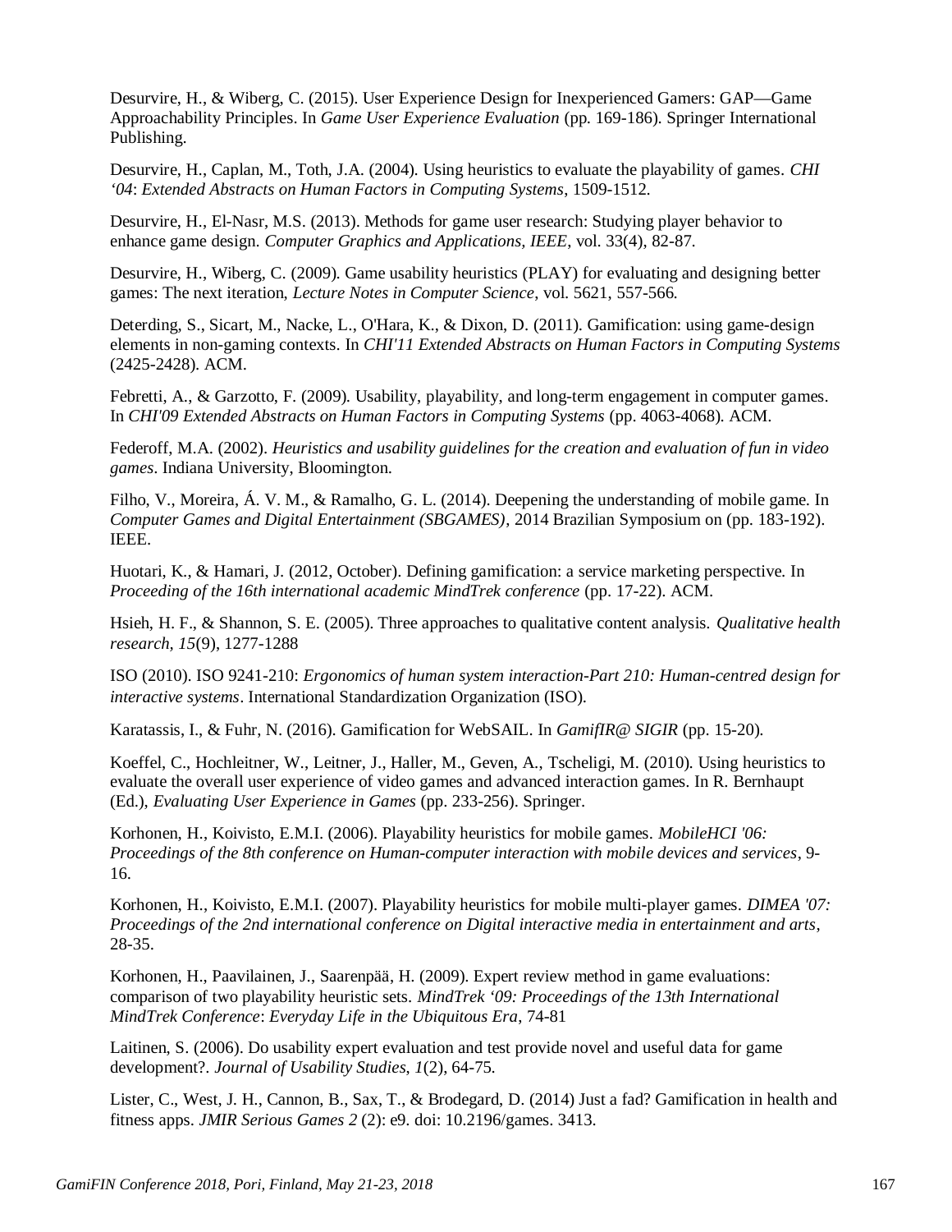Desurvire, H., & Wiberg, C. (2015). User Experience Design for Inexperienced Gamers: GAP—Game Approachability Principles. In *Game User Experience Evaluation* (pp. 169-186). Springer International Publishing.

Desurvire, H., Caplan, M., Toth, J.A. (2004). Using heuristics to evaluate the playability of games. *CHI '04*: *Extended Abstracts on Human Factors in Computing Systems*, 1509-1512.

Desurvire, H., El-Nasr, M.S. (2013). Methods for game user research: Studying player behavior to enhance game design. *Computer Graphics and Applications, IEEE,* vol. 33(4), 82-87.

Desurvire, H., Wiberg, C. (2009). Game usability heuristics (PLAY) for evaluating and designing better games: The next iteration, *Lecture Notes in Computer Science*, vol. 5621, 557-566.

Deterding, S., Sicart, M., Nacke, L., O'Hara, K., & Dixon, D. (2011). Gamification: using game-design elements in non-gaming contexts. In *CHI'11 Extended Abstracts on Human Factors in Computing Systems* (2425-2428). ACM.

Febretti, A., & Garzotto, F. (2009). Usability, playability, and long-term engagement in computer games. In *CHI'09 Extended Abstracts on Human Factors in Computing Systems* (pp. 4063-4068). ACM.

Federoff, M.A. (2002). *Heuristics and usability guidelines for the creation and evaluation of fun in video games*. Indiana University, Bloomington.

Filho, V., Moreira, Á. V. M., & Ramalho, G. L. (2014). Deepening the understanding of mobile game. In *Computer Games and Digital Entertainment (SBGAMES)*, 2014 Brazilian Symposium on (pp. 183-192). IEEE.

Huotari, K., & Hamari, J. (2012, October). Defining gamification: a service marketing perspective. In *Proceeding of the 16th international academic MindTrek conference* (pp. 17-22). ACM.

Hsieh, H. F., & Shannon, S. E. (2005). Three approaches to qualitative content analysis. *Qualitative health research, 15*(9), 1277-1288

ISO (2010). ISO 9241-210: *Ergonomics of human system interaction-Part 210: Human-centred design for interactive systems*. International Standardization Organization (ISO).

Karatassis, I., & Fuhr, N. (2016). Gamification for WebSAIL. In *GamifIR@ SIGIR* (pp. 15-20).

Koeffel, C., Hochleitner, W., Leitner, J., Haller, M., Geven, A., Tscheligi, M. (2010). Using heuristics to evaluate the overall user experience of video games and advanced interaction games. In R. Bernhaupt (Ed.), *Evaluating User Experience in Games* (pp. 233-256). Springer.

Korhonen, H., Koivisto, E.M.I. (2006). Playability heuristics for mobile games. *MobileHCI '06: Proceedings of the 8th conference on Human-computer interaction with mobile devices and services*, 9-16.

Korhonen, H., Koivisto, E.M.I. (2007). Playability heuristics for mobile multi-player games. *DIMEA '07: Proceedings of the 2nd international conference on Digital interactive media in entertainment and arts*, 28-35.

Korhonen, H., Paavilainen, J., Saarenpää, H. (2009). Expert review method in game evaluations: comparison of two playability heuristic sets. *MindTrek '09: Proceedings of the 13th International MindTrek Conference*: *Everyday Life in the Ubiquitous Era*, 74-81

Laitinen, S. (2006). Do usability expert evaluation and test provide novel and useful data for game development?. *Journal of Usability Studies*, *1*(2), 64-75.

Lister, C., West, J. H., Cannon, B., Sax, T., & Brodegard, D. (2014) Just a fad? Gamification in health and fitness apps. *JMIR Serious Games 2* (2): e9. doi: 10.2196/games. 3413.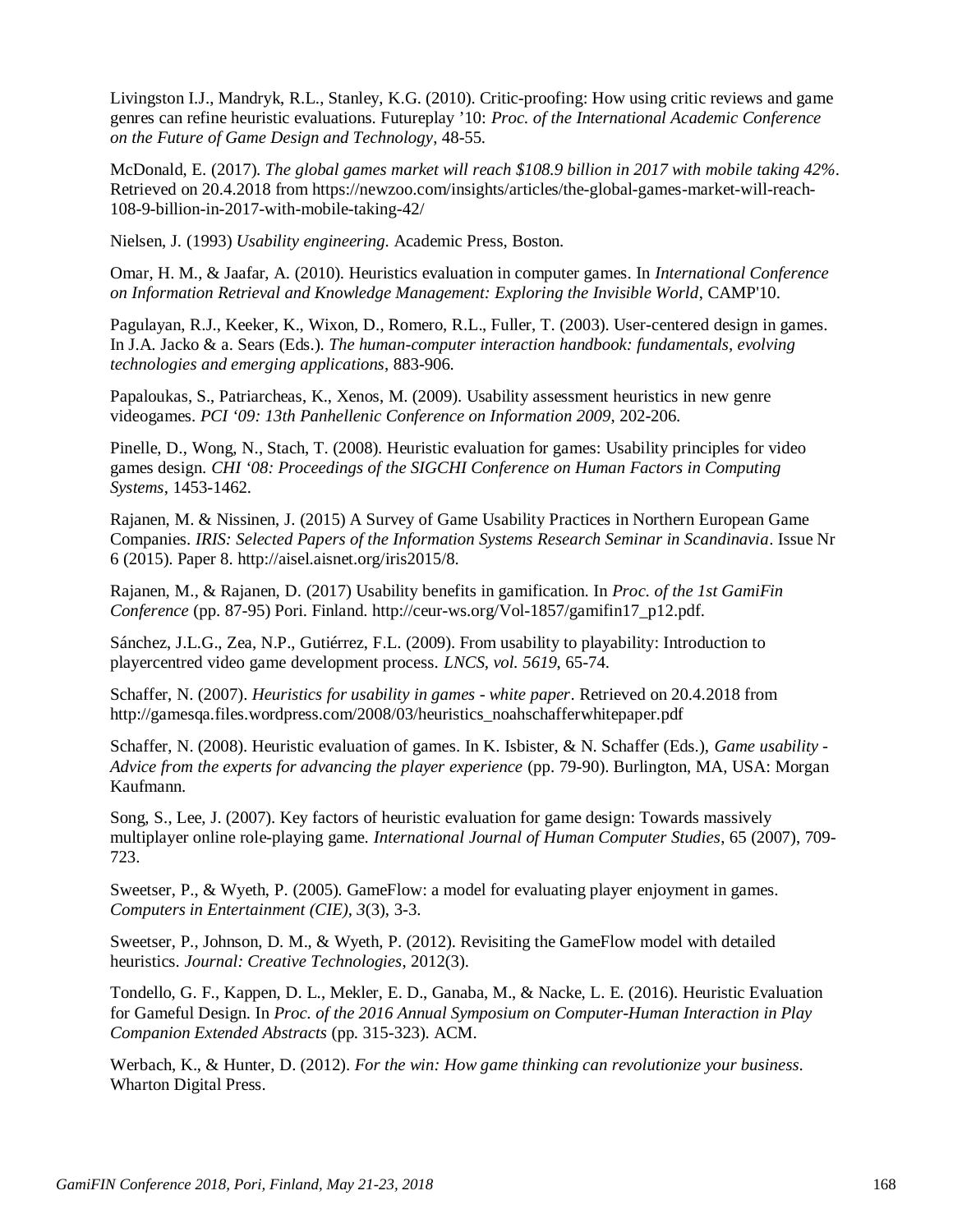Livingston I.J., Mandryk, R.L., Stanley, K.G. (2010). Critic-proofing: How using critic reviews and game genres can refine heuristic evaluations. Futureplay '10: *Proc. of the International Academic Conference on the Future of Game Design and Technology*, 48-55.

McDonald, E. (2017). *The global games market will reach $108.9 billion in 2017 with mobile taking 42%*. Retrieved on 20.4.2018 from https://newzoo.com/insights/articles/the-global-games-market-will-reach-108-9-billion-in-2017-with-mobile-taking-42/

Nielsen, J. (1993) *Usability engineering*. Academic Press, Boston.

Omar, H. M., & Jaafar, A. (2010). Heuristics evaluation in computer games. In *International Conference on Information Retrieval and Knowledge Management: Exploring the Invisible World*, CAMP'10.

Pagulayan, R.J., Keeker, K., Wixon, D., Romero, R.L., Fuller, T. (2003). User-centered design in games. In J.A. Jacko & a. Sears (Eds.). *The human-computer interaction handbook: fundamentals, evolving technologies and emerging applications*, 883-906.

Papaloukas, S., Patriarcheas, K., Xenos, M. (2009). Usability assessment heuristics in new genre videogames. *PCI '09: 13th Panhellenic Conference on Information 2009*, 202-206.

Pinelle, D., Wong, N., Stach, T. (2008). Heuristic evaluation for games: Usability principles for video games design. *CHI '08: Proceedings of the SIGCHI Conference on Human Factors in Computing Systems*, 1453-1462.

Rajanen, M. & Nissinen, J. (2015) A Survey of Game Usability Practices in Northern European Game Companies. *IRIS: Selected Papers of the Information Systems Research Seminar in Scandinavia*. Issue Nr 6 (2015). Paper 8. http://aisel.aisnet.org/iris2015/8.

Rajanen, M., & Rajanen, D. (2017) Usability benefits in gamification. In *Proc. of the 1st GamiFin Conference* (pp. 87-95) Pori. Finland. http://ceur-ws.org/Vol-1857/gamifin17_p12.pdf.

Sánchez, J.L.G., Zea, N.P., Gutiérrez, F.L. (2009). From usability to playability: Introduction to playercentred video game development process. *LNCS, vol. 5619*, 65-74.

Schaffer, N. (2007). *Heuristics for usability in games - white paper*. Retrieved on 20.4.2018 from http://gamesqa.files.wordpress.com/2008/03/heuristics_noahschafferwhitepaper.pdf

Schaffer, N. (2008). Heuristic evaluation of games. In K. Isbister, & N. Schaffer (Eds.), *Game usability - Advice from the experts for advancing the player experience* (pp. 79-90). Burlington, MA, USA: Morgan Kaufmann.

Song, S., Lee, J. (2007). Key factors of heuristic evaluation for game design: Towards massively multiplayer online role-playing game. *International Journal of Human Computer Studies*, 65 (2007), 709-723.

Sweetser, P., & Wyeth, P. (2005). GameFlow: a model for evaluating player enjoyment in games. *Computers in Entertainment (CIE), 3*(3), 3-3.

Sweetser, P., Johnson, D. M., & Wyeth, P. (2012). Revisiting the GameFlow model with detailed heuristics. *Journal: Creative Technologies*, 2012(3).

Tondello, G. F., Kappen, D. L., Mekler, E. D., Ganaba, M., & Nacke, L. E. (2016). Heuristic Evaluation for Gameful Design. In *Proc. of the 2016 Annual Symposium on Computer-Human Interaction in Play Companion Extended Abstracts* (pp. 315-323). ACM.

Werbach, K., & Hunter, D. (2012). *For the win: How game thinking can revolutionize your business*. Wharton Digital Press.